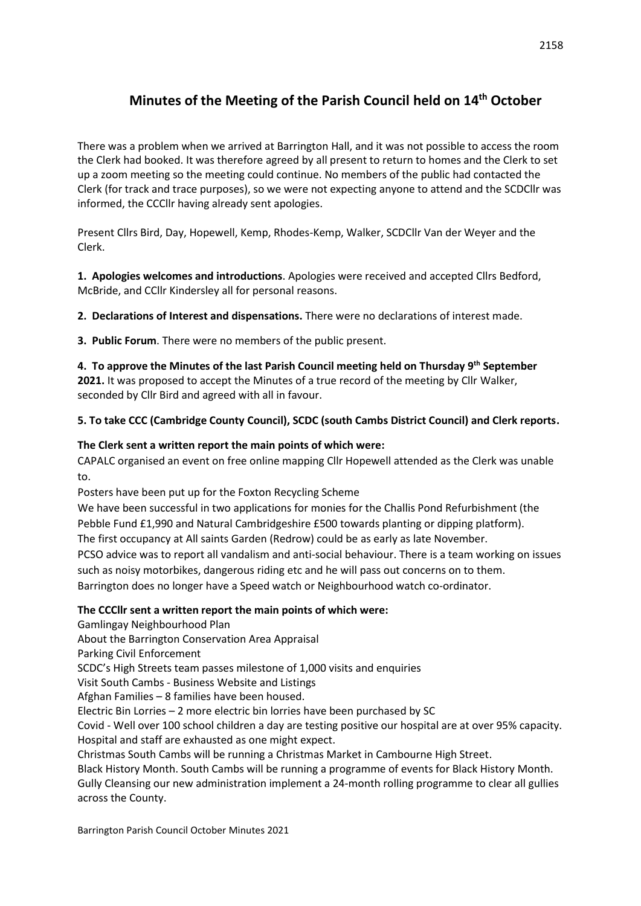# Minutes of the Meeting of the Parish Council held on 14th October

There was a problem when we arrived at Barrington Hall, and it was not possible to access the room the Clerk had booked. It was therefore agreed by all present to return to homes and the Clerk to set up a zoom meeting so the meeting could continue. No members of the public had contacted the Clerk (for track and trace purposes), so we were not expecting anyone to attend and the SCDCllr was informed, the CCCllr having already sent apologies.

Present Cllrs Bird, Day, Hopewell, Kemp, Rhodes-Kemp, Walker, SCDCllr Van der Weyer and the Clerk.

**1. Apologies welcomes and introductions**. Apologies were received and accepted Cllrs Bedford, McBride, and CCllr Kindersley all for personal reasons.

**2. Declarations of Interest and dispensations.** There were no declarations of interest made.

**3. Public Forum**. There were no members of the public present.

**4. To approve the Minutes of the last Parish Council meeting held on Thursday 9th September 2021.** It was proposed to accept the Minutes of a true record of the meeting by Cllr Walker, seconded by Cllr Bird and agreed with all in favour.

**5. To take CCC (Cambridge County Council), SCDC (south Cambs District Council) and Clerk reports.**

**The Clerk sent a written report the main points of which were:**

CAPALC organised an event on free online mapping Cllr Hopewell attended as the Clerk was unable to.

Posters have been put up for the Foxton Recycling Scheme

We have been successful in two applications for monies for the Challis Pond Refurbishment (the Pebble Fund £1,990 and Natural Cambridgeshire £500 towards planting or dipping platform).

The first occupancy at All saints Garden (Redrow) could be as early as late November.

PCSO advice was to report all vandalism and anti-social behaviour. There is a team working on issues such as noisy motorbikes, dangerous riding etc and he will pass out concerns on to them.

Barrington does no longer have a Speed watch or Neighbourhood watch co-ordinator.

**The CCCllr sent a written report the main points of which were:**

Gamlingay Neighbourhood Plan

About the Barrington Conservation Area Appraisal

Parking Civil Enforcement

SCDC's High Streets team passes milestone of 1,000 visits and enquiries

Visit South Cambs - Business Website and Listings

Afghan Families – 8 families have been housed.

Electric Bin Lorries – 2 more electric bin lorries have been purchased by SC

Covid - Well over 100 school children a day are testing positive our hospital are at over 95% capacity. Hospital and staff are exhausted as one might expect.

Christmas South Cambs will be running a Christmas Market in Cambourne High Street.

Black History Month. South Cambs will be running a programme of events for Black History Month.

Gully Cleansing our new administration implement a 24-month rolling programme to clear all gullies across the County.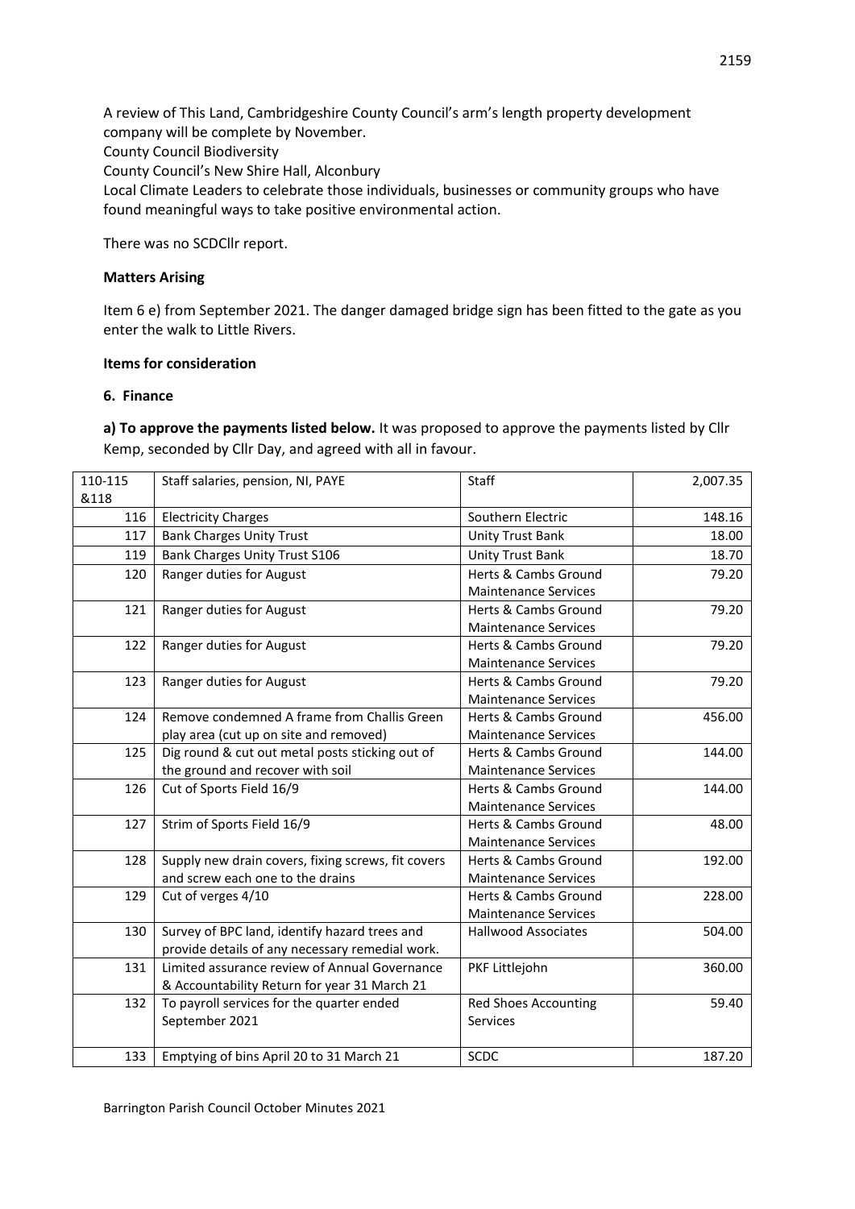A review of This Land, Cambridgeshire County Council's arm's length property development company will be complete by November.
County Council Biodiversity
County Council's New Shire Hall, Alconbury
Local Climate Leaders to celebrate those individuals, businesses or community groups who have found meaningful ways to take positive environmental action.

There was no SCDCllr report.

**Matters Arising**

Item 6 e) from September 2021. The danger damaged bridge sign has been fitted to the gate as you enter the walk to Little Rivers.

**Items for consideration**

**6. Finance**

**a) To approve the payments listed below.** It was proposed to approve the payments listed by Cllr Kemp, seconded by Cllr Day, and agreed with all in favour.

| | | | |
|---|---|---|---|
| 110-115 &118 | Staff salaries, pension, NI, PAYE | Staff | 2,007.35 |
| 116 | Electricity Charges | Southern Electric | 148.16 |
| 117 | Bank Charges Unity Trust | Unity Trust Bank | 18.00 |
| 119 | Bank Charges Unity Trust S106 | Unity Trust Bank | 18.70 |
| 120 | Ranger duties for August | Herts & Cambs Ground Maintenance Services | 79.20 |
| 121 | Ranger duties for August | Herts & Cambs Ground Maintenance Services | 79.20 |
| 122 | Ranger duties for August | Herts & Cambs Ground Maintenance Services | 79.20 |
| 123 | Ranger duties for August | Herts & Cambs Ground Maintenance Services | 79.20 |
| 124 | Remove condemned A frame from Challis Green play area (cut up on site and removed) | Herts & Cambs Ground Maintenance Services | 456.00 |
| 125 | Dig round & cut out metal posts sticking out of the ground and recover with soil | Herts & Cambs Ground Maintenance Services | 144.00 |
| 126 | Cut of Sports Field 16/9 | Herts & Cambs Ground Maintenance Services | 144.00 |
| 127 | Strim of Sports Field 16/9 | Herts & Cambs Ground Maintenance Services | 48.00 |
| 128 | Supply new drain covers, fixing screws, fit covers and screw each one to the drains | Herts & Cambs Ground Maintenance Services | 192.00 |
| 129 | Cut of verges 4/10 | Herts & Cambs Ground Maintenance Services | 228.00 |
| 130 | Survey of BPC land, identify hazard trees and provide details of any necessary remedial work. | Hallwood Associates | 504.00 |
| 131 | Limited assurance review of Annual Governance & Accountability Return for year 31 March 21 | PKF Littlejohn | 360.00 |
| 132 | To payroll services for the quarter ended September 2021 | Red Shoes Accounting Services | 59.40 |
| 133 | Emptying of bins April 20 to 31 March 21 | SCDC | 187.20 |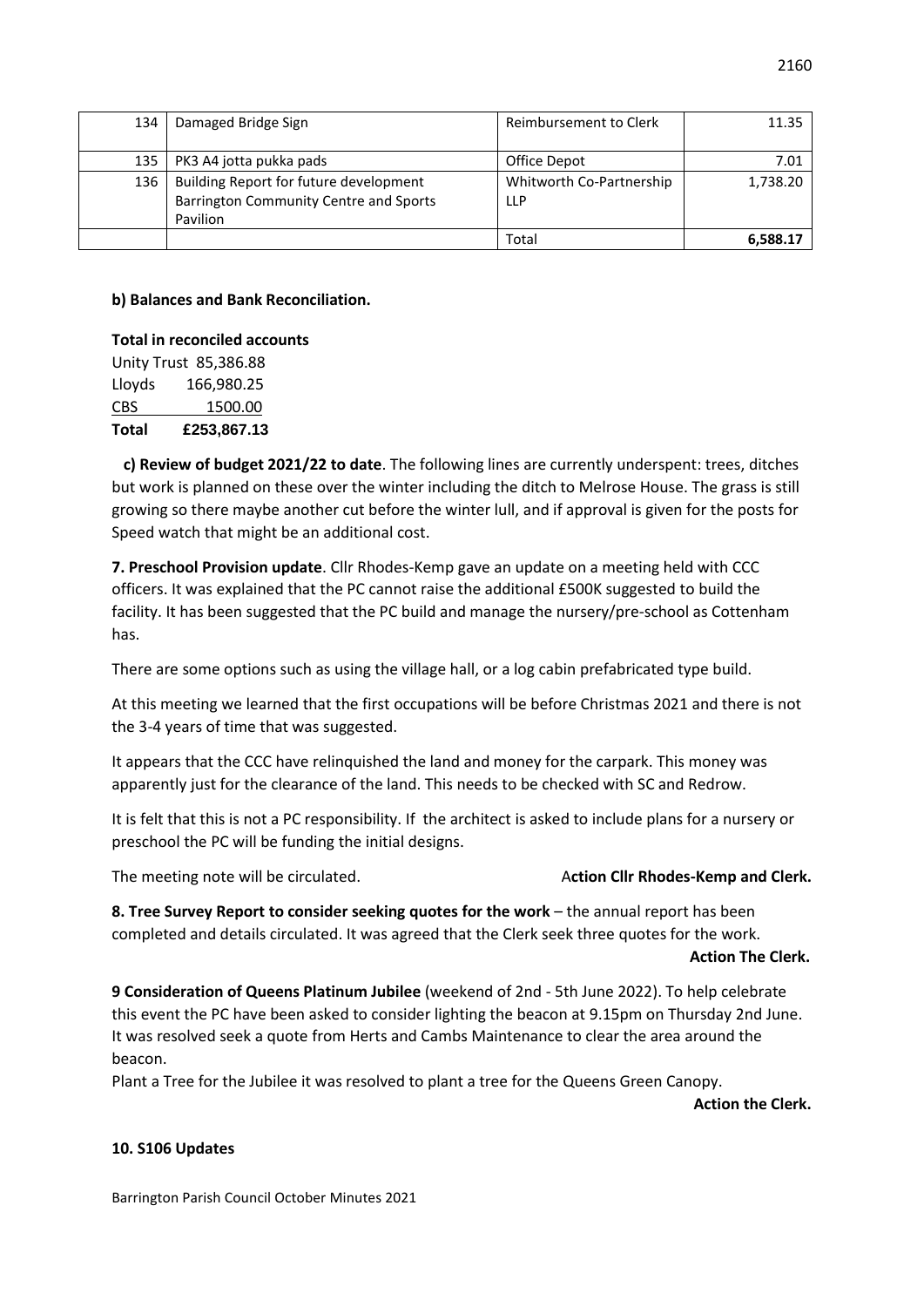| 134 | Damaged Bridge Sign | Reimbursement to Clerk | 11.35 |
|---|---|---|---|
| 135 | PK3 A4 jotta pukka pads | Office Depot | 7.01 |
| 136 | Building Report for future development Barrington Community Centre and Sports Pavilion | Whitworth Co-Partnership LLP | 1,738.20 |
| | | Total | **6,588.17** |

**b) Balances and Bank Reconciliation.**

**Total in reconciled accounts**

Unity Trust 85,386.88
Lloyds 166,980.25
CBS 1500.00
**Total £253,867.13**

**c) Review of budget 2021/22 to date**. The following lines are currently underspent: trees, ditches but work is planned on these over the winter including the ditch to Melrose House. The grass is still growing so there maybe another cut before the winter lull, and if approval is given for the posts for Speed watch that might be an additional cost.

**7. Preschool Provision update**. Cllr Rhodes-Kemp gave an update on a meeting held with CCC officers. It was explained that the PC cannot raise the additional £500K suggested to build the facility. It has been suggested that the PC build and manage the nursery/pre-school as Cottenham has.

There are some options such as using the village hall, or a log cabin prefabricated type build.

At this meeting we learned that the first occupations will be before Christmas 2021 and there is not the 3-4 years of time that was suggested.

It appears that the CCC have relinquished the land and money for the carpark. This money was apparently just for the clearance of the land. This needs to be checked with SC and Redrow.

It is felt that this is not a PC responsibility. If the architect is asked to include plans for a nursery or preschool the PC will be funding the initial designs.

The meeting note will be circulated. **Action Cllr Rhodes-Kemp and Clerk.**

**8. Tree Survey Report to consider seeking quotes for the work** – the annual report has been completed and details circulated. It was agreed that the Clerk seek three quotes for the work.

**Action The Clerk.**

**9 Consideration of Queens Platinum Jubilee** (weekend of 2nd - 5th June 2022). To help celebrate this event the PC have been asked to consider lighting the beacon at 9.15pm on Thursday 2nd June. It was resolved seek a quote from Herts and Cambs Maintenance to clear the area around the beacon.

Plant a Tree for the Jubilee it was resolved to plant a tree for the Queens Green Canopy.

**Action the Clerk.**

**10. S106 Updates**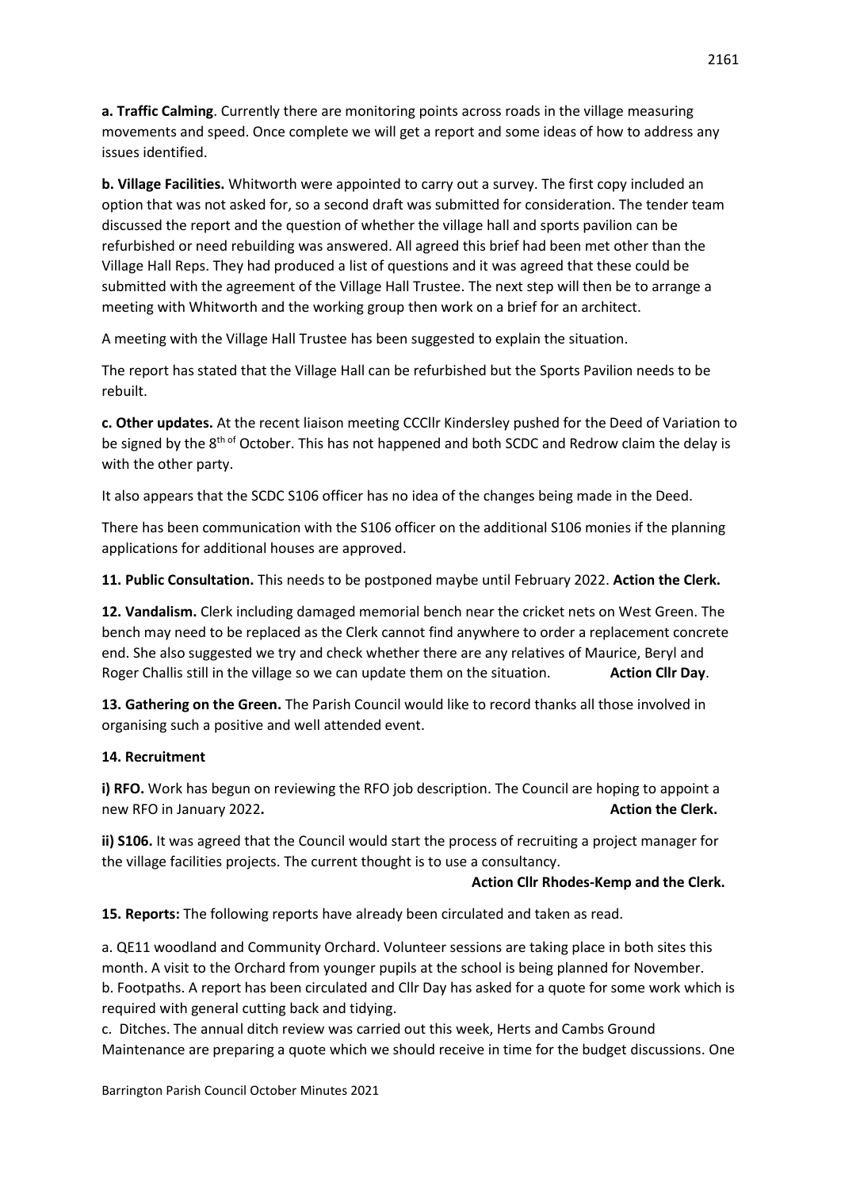**a. Traffic Calming**. Currently there are monitoring points across roads in the village measuring movements and speed. Once complete we will get a report and some ideas of how to address any issues identified.

**b. Village Facilities.** Whitworth were appointed to carry out a survey. The first copy included an option that was not asked for, so a second draft was submitted for consideration. The tender team discussed the report and the question of whether the village hall and sports pavilion can be refurbished or need rebuilding was answered. All agreed this brief had been met other than the Village Hall Reps. They had produced a list of questions and it was agreed that these could be submitted with the agreement of the Village Hall Trustee. The next step will then be to arrange a meeting with Whitworth and the working group then work on a brief for an architect.

A meeting with the Village Hall Trustee has been suggested to explain the situation.

The report has stated that the Village Hall can be refurbished but the Sports Pavilion needs to be rebuilt.

**c. Other updates.** At the recent liaison meeting CCCllr Kindersley pushed for the Deed of Variation to be signed by the 8th of October. This has not happened and both SCDC and Redrow claim the delay is with the other party.

It also appears that the SCDC S106 officer has no idea of the changes being made in the Deed.

There has been communication with the S106 officer on the additional S106 monies if the planning applications for additional houses are approved.

**11. Public Consultation.** This needs to be postponed maybe until February 2022. **Action the Clerk.**

**12. Vandalism.** Clerk including damaged memorial bench near the cricket nets on West Green. The bench may need to be replaced as the Clerk cannot find anywhere to order a replacement concrete end. She also suggested we try and check whether there are any relatives of Maurice, Beryl and Roger Challis still in the village so we can update them on the situation. **Action Cllr Day**.

**13. Gathering on the Green.** The Parish Council would like to record thanks all those involved in organising such a positive and well attended event.

**14. Recruitment**

**i) RFO.** Work has begun on reviewing the RFO job description. The Council are hoping to appoint a new RFO in January 2022. **Action the Clerk.**

**ii) S106.** It was agreed that the Council would start the process of recruiting a project manager for the village facilities projects. The current thought is to use a consultancy.

**Action Cllr Rhodes-Kemp and the Clerk.**

**15. Reports:** The following reports have already been circulated and taken as read.

a. QE11 woodland and Community Orchard. Volunteer sessions are taking place in both sites this month. A visit to the Orchard from younger pupils at the school is being planned for November.
b. Footpaths. A report has been circulated and Cllr Day has asked for a quote for some work which is required with general cutting back and tidying.
c. Ditches. The annual ditch review was carried out this week, Herts and Cambs Ground Maintenance are preparing a quote which we should receive in time for the budget discussions. One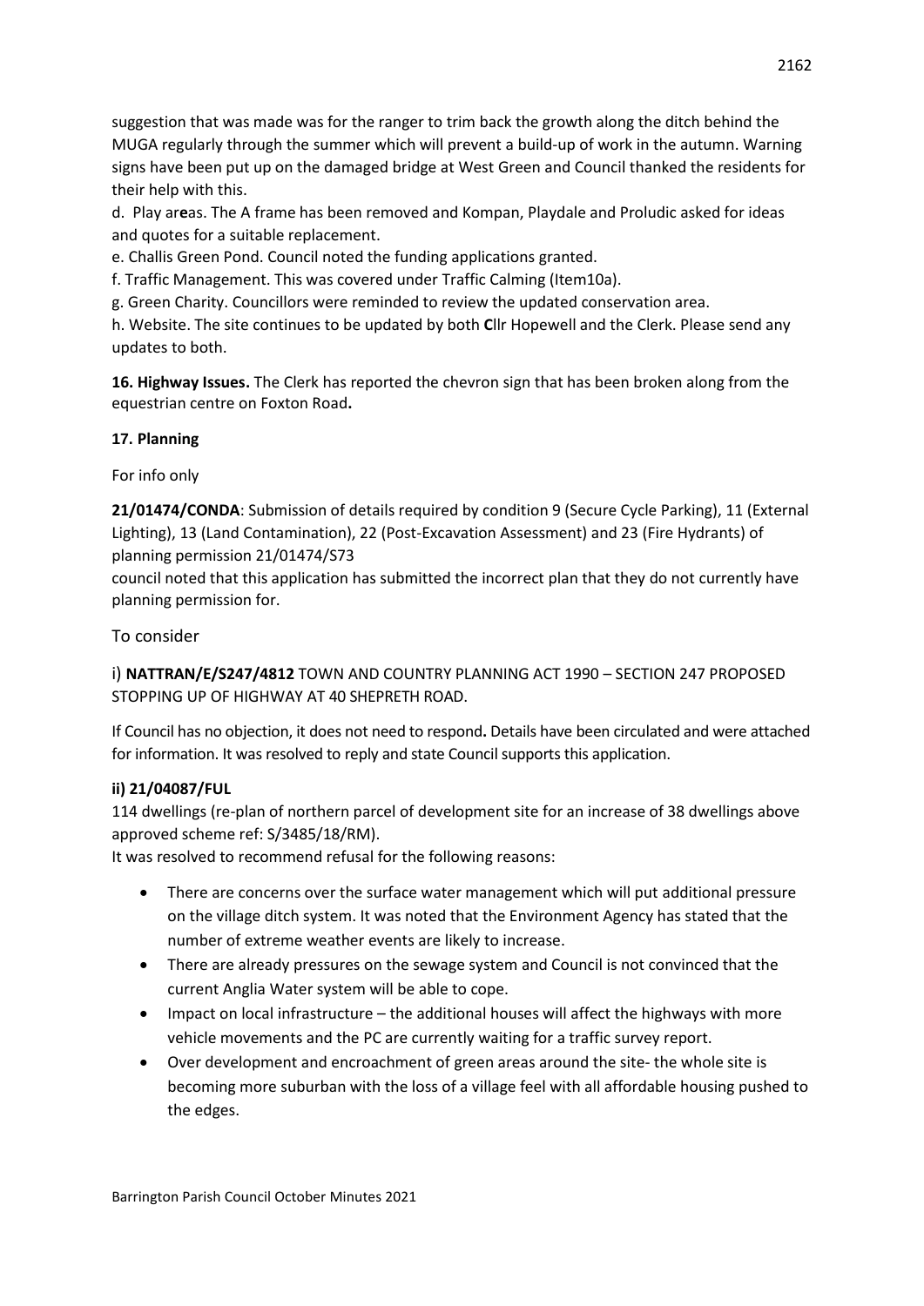suggestion that was made was for the ranger to trim back the growth along the ditch behind the MUGA regularly through the summer which will prevent a build-up of work in the autumn. Warning signs have been put up on the damaged bridge at West Green and Council thanked the residents for their help with this.

d. Play ar**e**as. The A frame has been removed and Kompan, Playdale and Proludic asked for ideas and quotes for a suitable replacement.

e. Challis Green Pond. Council noted the funding applications granted.

f. Traffic Management. This was covered under Traffic Calming (Item10a).

g. Green Charity. Councillors were reminded to review the updated conservation area.

h. Website. The site continues to be updated by both **C**llr Hopewell and the Clerk. Please send any updates to both.

**16. Highway Issues.** The Clerk has reported the chevron sign that has been broken along from the equestrian centre on Foxton Road**.**

**17. Planning**

For info only

**21/01474/CONDA**: Submission of details required by condition 9 (Secure Cycle Parking), 11 (External Lighting), 13 (Land Contamination), 22 (Post-Excavation Assessment) and 23 (Fire Hydrants) of planning permission 21/01474/S73
council noted that this application has submitted the incorrect plan that they do not currently have planning permission for.

To consider

i) **NATTRAN/E/S247/4812** TOWN AND COUNTRY PLANNING ACT 1990 – SECTION 247 PROPOSED STOPPING UP OF HIGHWAY AT 40 SHEPRETH ROAD.

If Council has no objection, it does not need to respond**.** Details have been circulated and were attached for information. It was resolved to reply and state Council supports this application.

**ii) 21/04087/FUL**

114 dwellings (re-plan of northern parcel of development site for an increase of 38 dwellings above approved scheme ref: S/3485/18/RM).

It was resolved to recommend refusal for the following reasons:

- There are concerns over the surface water management which will put additional pressure on the village ditch system. It was noted that the Environment Agency has stated that the number of extreme weather events are likely to increase.
- There are already pressures on the sewage system and Council is not convinced that the current Anglia Water system will be able to cope.
- Impact on local infrastructure – the additional houses will affect the highways with more vehicle movements and the PC are currently waiting for a traffic survey report.
- Over development and encroachment of green areas around the site- the whole site is becoming more suburban with the loss of a village feel with all affordable housing pushed to the edges.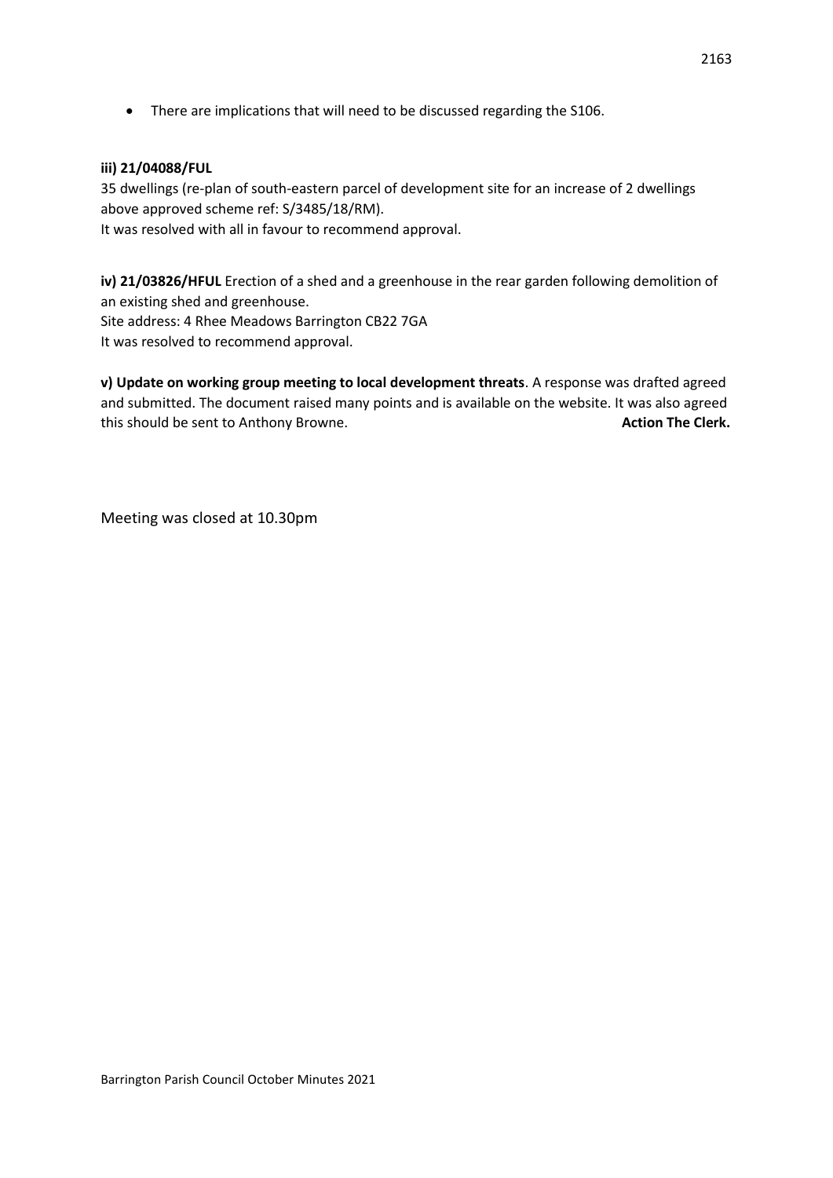- There are implications that will need to be discussed regarding the S106.

**iii) 21/04088/FUL**

35 dwellings (re-plan of south-eastern parcel of development site for an increase of 2 dwellings above approved scheme ref: S/3485/18/RM).
It was resolved with all in favour to recommend approval.

**iv) 21/03826/HFUL** Erection of a shed and a greenhouse in the rear garden following demolition of an existing shed and greenhouse.
Site address: 4 Rhee Meadows Barrington CB22 7GA
It was resolved to recommend approval.

**v) Update on working group meeting to local development threats**. A response was drafted agreed and submitted. The document raised many points and is available on the website. It was also agreed this should be sent to Anthony Browne. **Action The Clerk.**

Meeting was closed at 10.30pm